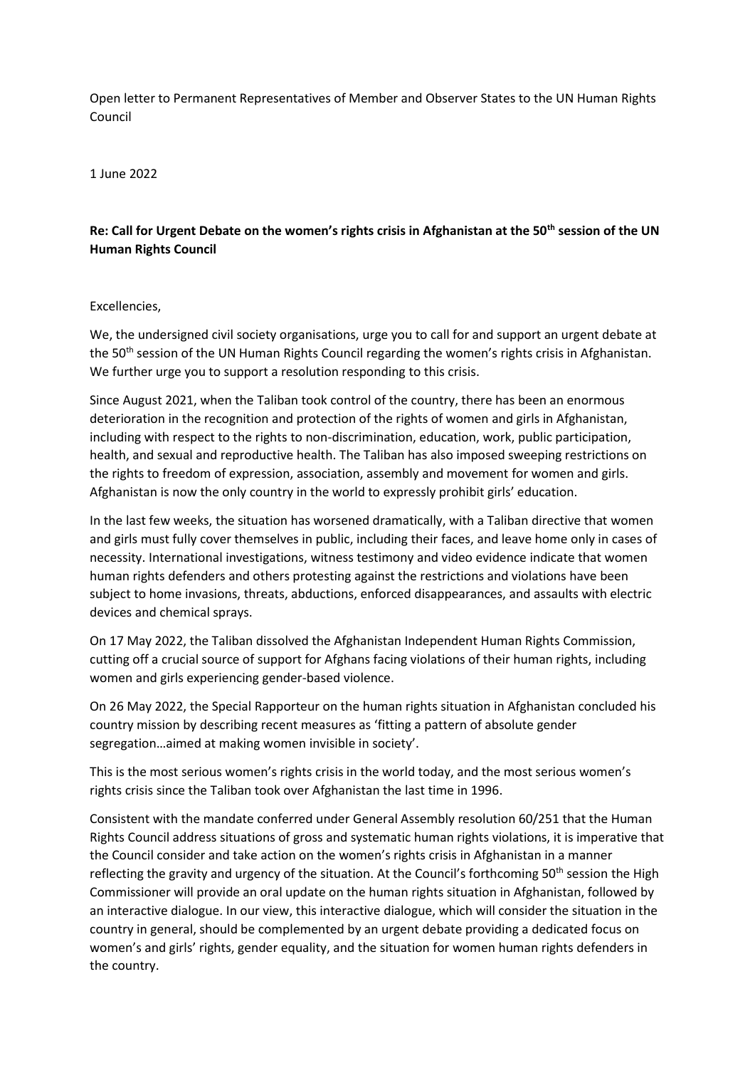Open letter to Permanent Representatives of Member and Observer States to the UN Human Rights Council

1 June 2022

**Re: Call for Urgent Debate on the women's rights crisis in Afghanistan at the 50th session of the UN Human Rights Council**

Excellencies,

We, the undersigned civil society organisations, urge you to call for and support an urgent debate at the 50th session of the UN Human Rights Council regarding the women's rights crisis in Afghanistan. We further urge you to support a resolution responding to this crisis.

Since August 2021, when the Taliban took control of the country, there has been an enormous deterioration in the recognition and protection of the rights of women and girls in Afghanistan, including with respect to the rights to non-discrimination, education, work, public participation, health, and sexual and reproductive health. The Taliban has also imposed sweeping restrictions on the rights to freedom of expression, association, assembly and movement for women and girls. Afghanistan is now the only country in the world to expressly prohibit girls' education.

In the last few weeks, the situation has worsened dramatically, with a Taliban directive that women and girls must fully cover themselves in public, including their faces, and leave home only in cases of necessity. International investigations, witness testimony and video evidence indicate that women human rights defenders and others protesting against the restrictions and violations have been subject to home invasions, threats, abductions, enforced disappearances, and assaults with electric devices and chemical sprays.

On 17 May 2022, the Taliban dissolved the Afghanistan Independent Human Rights Commission, cutting off a crucial source of support for Afghans facing violations of their human rights, including women and girls experiencing gender-based violence.

On 26 May 2022, the Special Rapporteur on the human rights situation in Afghanistan concluded his country mission by describing recent measures as 'fitting a pattern of absolute gender segregation…aimed at making women invisible in society'.

This is the most serious women's rights crisis in the world today, and the most serious women's rights crisis since the Taliban took over Afghanistan the last time in 1996.

Consistent with the mandate conferred under General Assembly resolution 60/251 that the Human Rights Council address situations of gross and systematic human rights violations, it is imperative that the Council consider and take action on the women's rights crisis in Afghanistan in a manner reflecting the gravity and urgency of the situation. At the Council's forthcoming 50th session the High Commissioner will provide an oral update on the human rights situation in Afghanistan, followed by an interactive dialogue. In our view, this interactive dialogue, which will consider the situation in the country in general, should be complemented by an urgent debate providing a dedicated focus on women's and girls' rights, gender equality, and the situation for women human rights defenders in the country.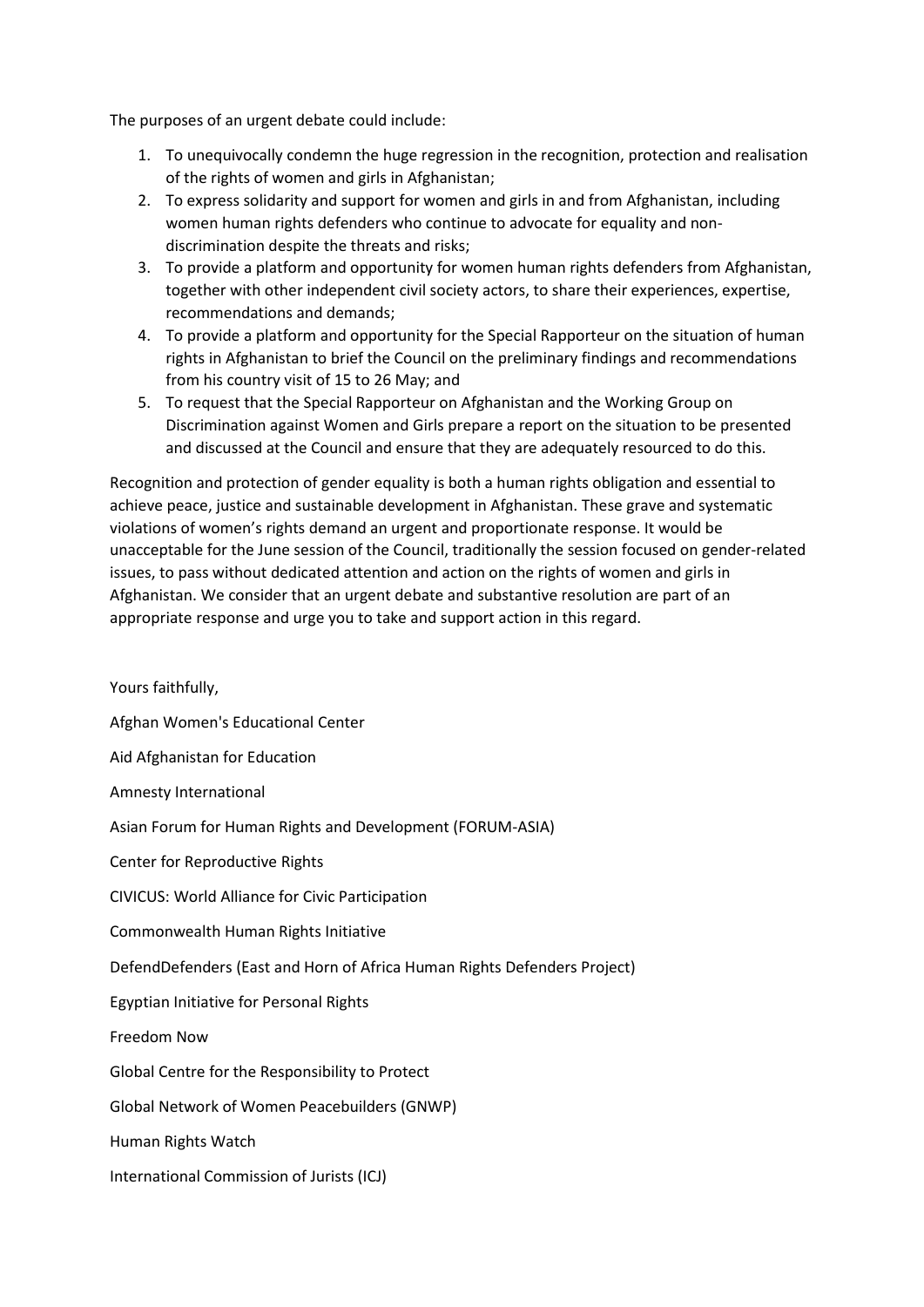The purposes of an urgent debate could include:

1. To unequivocally condemn the huge regression in the recognition, protection and realisation of the rights of women and girls in Afghanistan;
2. To express solidarity and support for women and girls in and from Afghanistan, including women human rights defenders who continue to advocate for equality and non-discrimination despite the threats and risks;
3. To provide a platform and opportunity for women human rights defenders from Afghanistan, together with other independent civil society actors, to share their experiences, expertise, recommendations and demands;
4. To provide a platform and opportunity for the Special Rapporteur on the situation of human rights in Afghanistan to brief the Council on the preliminary findings and recommendations from his country visit of 15 to 26 May; and
5. To request that the Special Rapporteur on Afghanistan and the Working Group on Discrimination against Women and Girls prepare a report on the situation to be presented and discussed at the Council and ensure that they are adequately resourced to do this.

Recognition and protection of gender equality is both a human rights obligation and essential to achieve peace, justice and sustainable development in Afghanistan. These grave and systematic violations of women's rights demand an urgent and proportionate response. It would be unacceptable for the June session of the Council, traditionally the session focused on gender-related issues, to pass without dedicated attention and action on the rights of women and girls in Afghanistan. We consider that an urgent debate and substantive resolution are part of an appropriate response and urge you to take and support action in this regard.

Yours faithfully,

Afghan Women's Educational Center

Aid Afghanistan for Education

Amnesty International

Asian Forum for Human Rights and Development (FORUM-ASIA)

Center for Reproductive Rights

CIVICUS: World Alliance for Civic Participation

Commonwealth Human Rights Initiative

DefendDefenders (East and Horn of Africa Human Rights Defenders Project)

Egyptian Initiative for Personal Rights

Freedom Now

Global Centre for the Responsibility to Protect

Global Network of Women Peacebuilders (GNWP)

Human Rights Watch

International Commission of Jurists (ICJ)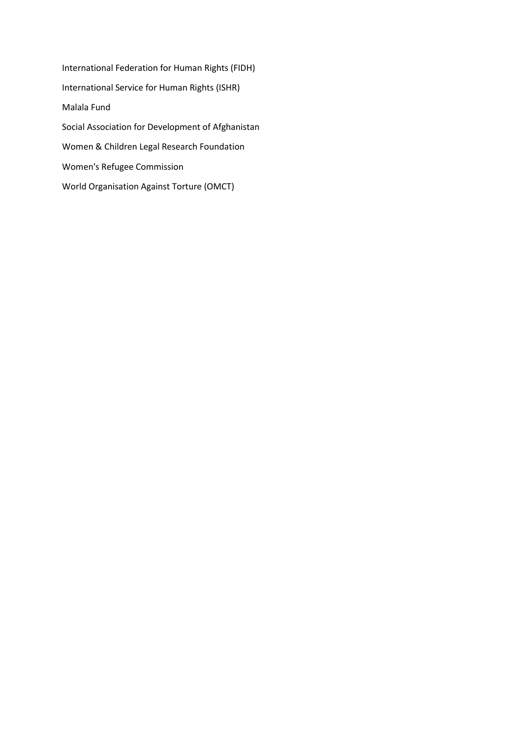International Federation for Human Rights (FIDH)

International Service for Human Rights (ISHR)

Malala Fund

Social Association for Development of Afghanistan

Women & Children Legal Research Foundation

Women's Refugee Commission

World Organisation Against Torture (OMCT)